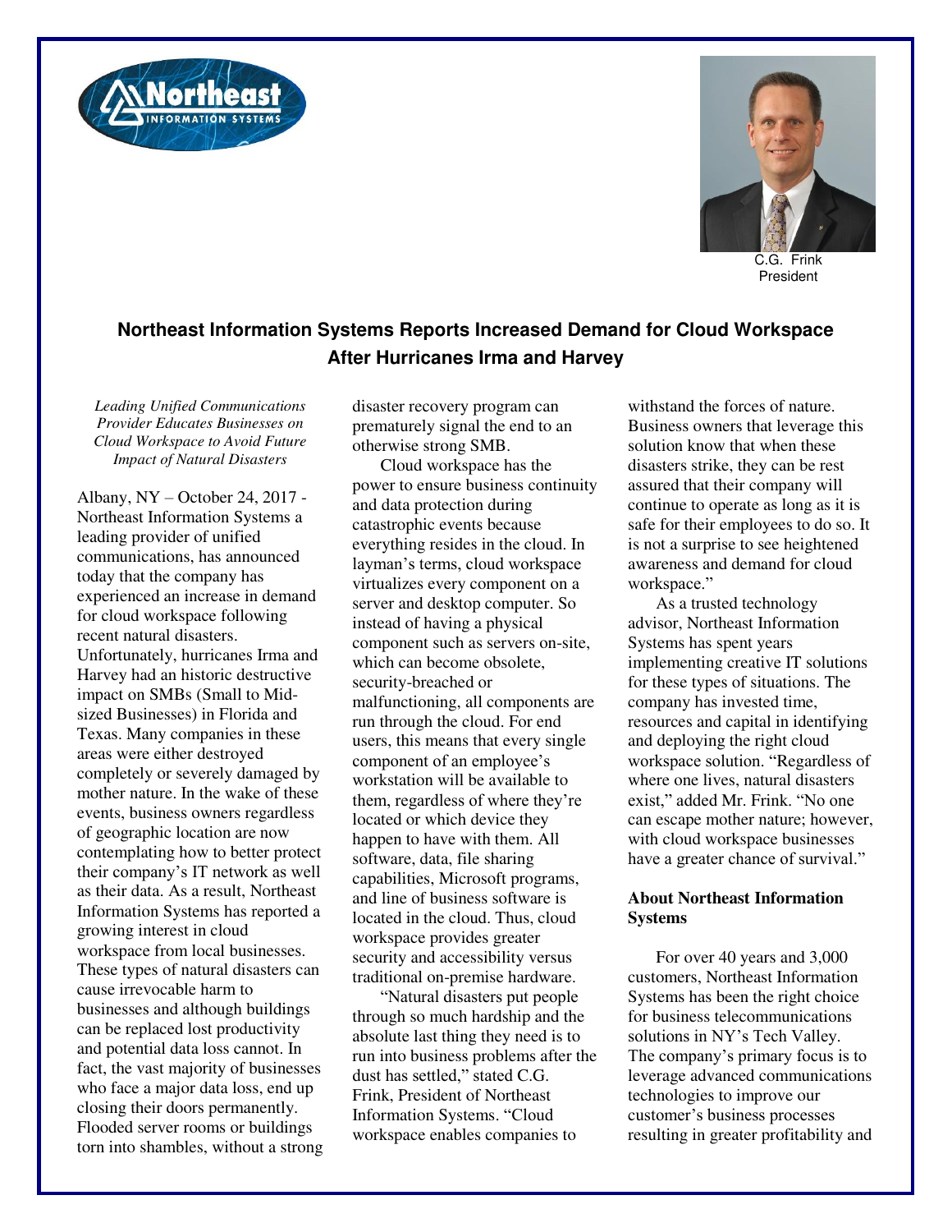C.G. Frink
President

# Northeast Information Systems Reports Increased Demand for Cloud Workspace After Hurricanes Irma and Harvey

*Leading Unified Communications Provider Educates Businesses on Cloud Workspace to Avoid Future Impact of Natural Disasters*

Albany, NY – October 24, 2017 - Northeast Information Systems a leading provider of unified communications, has announced today that the company has experienced an increase in demand for cloud workspace following recent natural disasters. Unfortunately, hurricanes Irma and Harvey had an historic destructive impact on SMBs (Small to Mid-sized Businesses) in Florida and Texas. Many companies in these areas were either destroyed completely or severely damaged by mother nature. In the wake of these events, business owners regardless of geographic location are now contemplating how to better protect their company's IT network as well as their data. As a result, Northeast Information Systems has reported a growing interest in cloud workspace from local businesses. These types of natural disasters can cause irrevocable harm to businesses and although buildings can be replaced lost productivity and potential data loss cannot. In fact, the vast majority of businesses who face a major data loss, end up closing their doors permanently. Flooded server rooms or buildings torn into shambles, without a strong disaster recovery program can prematurely signal the end to an otherwise strong SMB.

Cloud workspace has the power to ensure business continuity and data protection during catastrophic events because everything resides in the cloud. In layman's terms, cloud workspace virtualizes every component on a server and desktop computer. So instead of having a physical component such as servers on-site, which can become obsolete, security-breached or malfunctioning, all components are run through the cloud. For end users, this means that every single component of an employee's workstation will be available to them, regardless of where they're located or which device they happen to have with them. All software, data, file sharing capabilities, Microsoft programs, and line of business software is located in the cloud. Thus, cloud workspace provides greater security and accessibility versus traditional on-premise hardware.

"Natural disasters put people through so much hardship and the absolute last thing they need is to run into business problems after the dust has settled," stated C.G. Frink, President of Northeast Information Systems. "Cloud workspace enables companies to withstand the forces of nature. Business owners that leverage this solution know that when these disasters strike, they can be rest assured that their company will continue to operate as long as it is safe for their employees to do so. It is not a surprise to see heightened awareness and demand for cloud workspace."

As a trusted technology advisor, Northeast Information Systems has spent years implementing creative IT solutions for these types of situations. The company has invested time, resources and capital in identifying and deploying the right cloud workspace solution. "Regardless of where one lives, natural disasters exist," added Mr. Frink. "No one can escape mother nature; however, with cloud workspace businesses have a greater chance of survival."

**About Northeast Information Systems**

For over 40 years and 3,000 customers, Northeast Information Systems has been the right choice for business telecommunications solutions in NY's Tech Valley. The company's primary focus is to leverage advanced communications technologies to improve our customer's business processes resulting in greater profitability and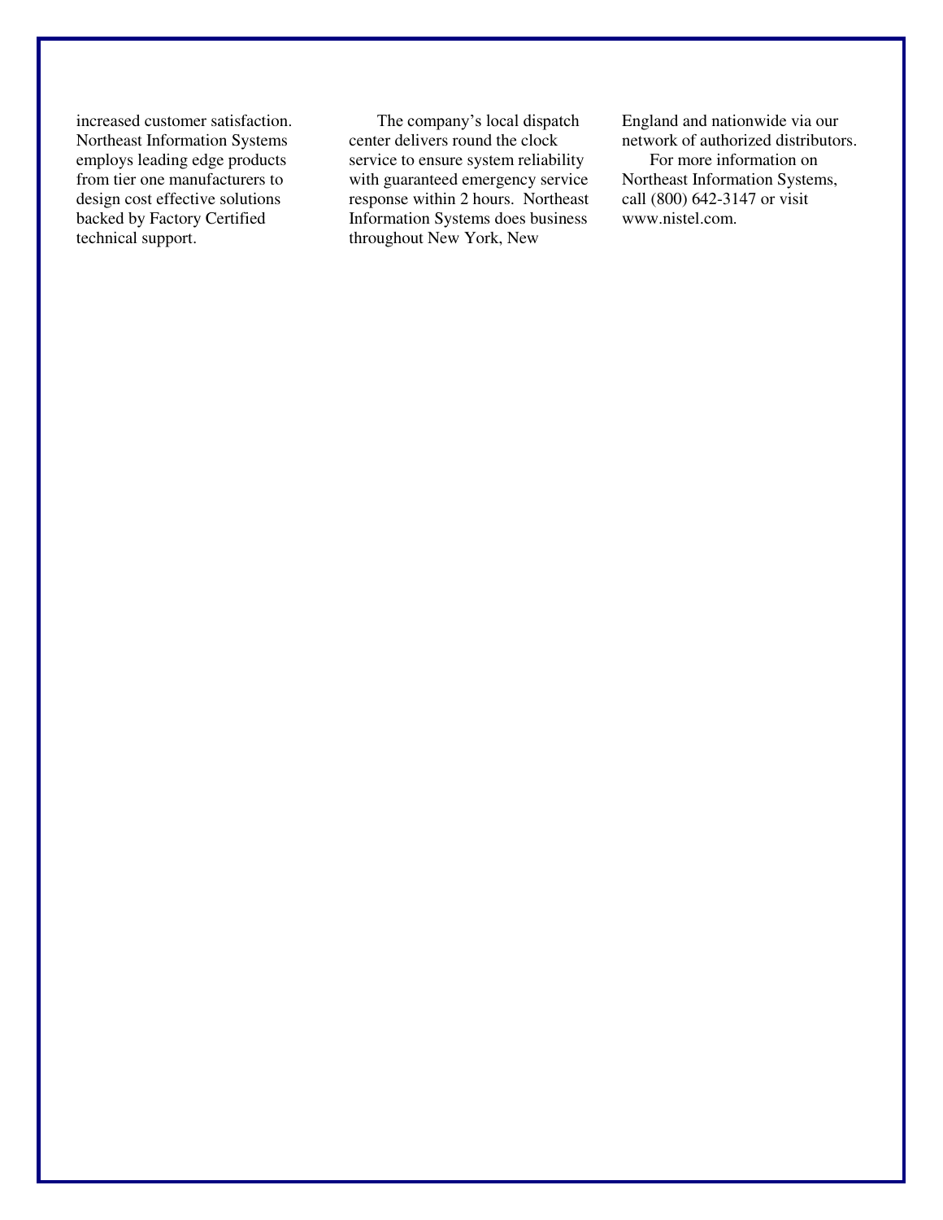increased customer satisfaction. Northeast Information Systems employs leading edge products from tier one manufacturers to design cost effective solutions backed by Factory Certified technical support.

The company's local dispatch center delivers round the clock service to ensure system reliability with guaranteed emergency service response within 2 hours. Northeast Information Systems does business throughout New York, New England and nationwide via our network of authorized distributors.

For more information on Northeast Information Systems, call (800) 642-3147 or visit www.nistel.com.